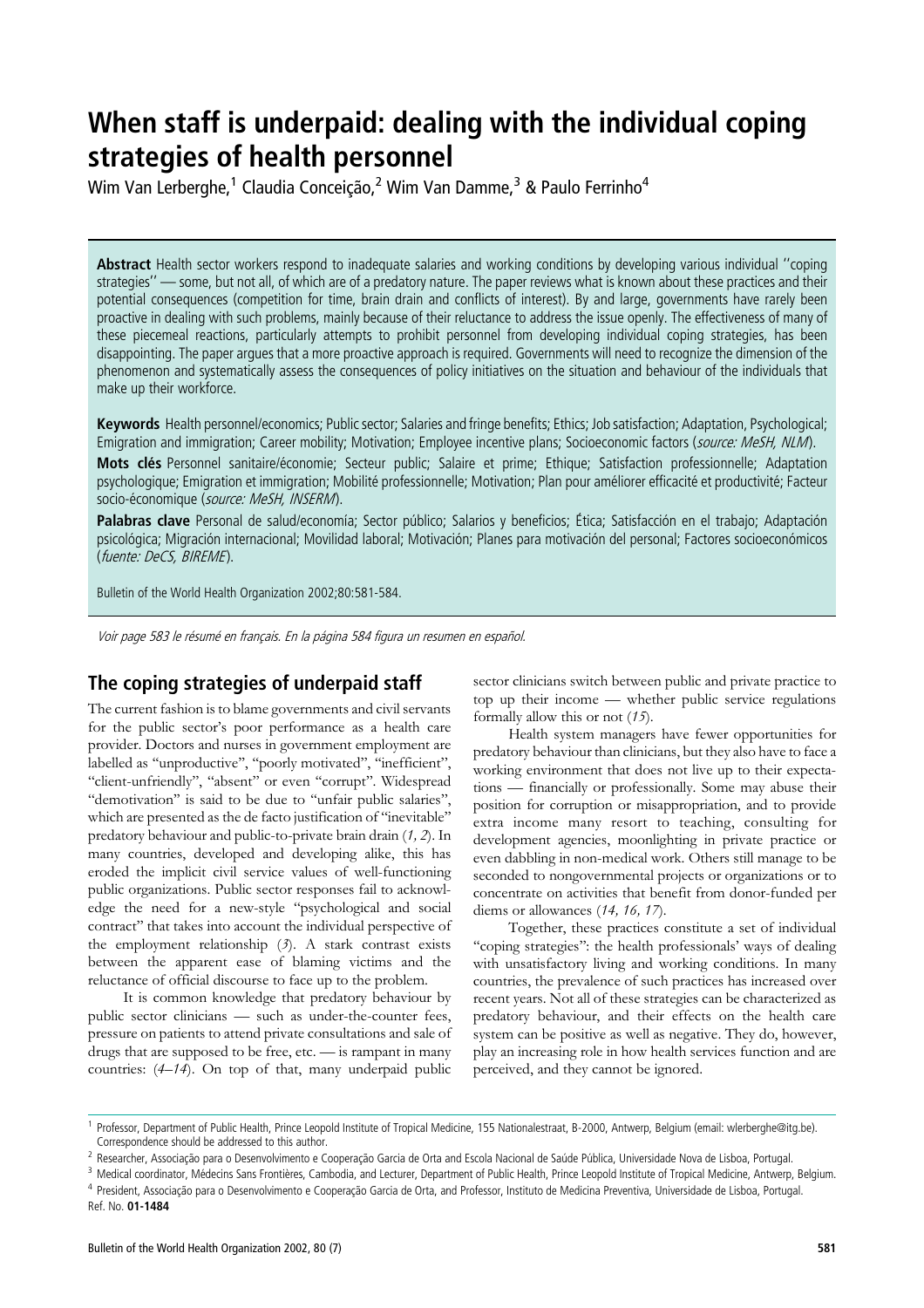# When staff is underpaid: dealing with the individual coping strategies of health personnel

Wim Van Lerberghe,[1] Claudia Conceição,[2] Wim Van Damme,[3] & Paulo Ferrinho[4]

**Abstract** Health sector workers respond to inadequate salaries and working conditions by developing various individual "coping strategies" — some, but not all, of which are of a predatory nature. The paper reviews what is known about these practices and their potential consequences (competition for time, brain drain and conflicts of interest). By and large, governments have rarely been proactive in dealing with such problems, mainly because of their reluctance to address the issue openly. The effectiveness of many of these piecemeal reactions, particularly attempts to prohibit personnel from developing individual coping strategies, has been disappointing. The paper argues that a more proactive approach is required. Governments will need to recognize the dimension of the phenomenon and systematically assess the consequences of policy initiatives on the situation and behaviour of the individuals that make up their workforce.

**Keywords** Health personnel/economics; Public sector; Salaries and fringe benefits; Ethics; Job satisfaction; Adaptation, Psychological; Emigration and immigration; Career mobility; Motivation; Employee incentive plans; Socioeconomic factors (*source: MeSH, NLM*).

**Mots clés** Personnel sanitaire/économie; Secteur public; Salaire et prime; Ethique; Satisfaction professionnelle; Adaptation psychologique; Emigration et immigration; Mobilité professionnelle; Motivation; Plan pour améliorer efficacité et productivité; Facteur socio-économique (*source: MeSH, INSERM*).

**Palabras clave** Personal de salud/economía; Sector público; Salarios y beneficios; Ética; Satisfacción en el trabajo; Adaptación psicológica; Migración internacional; Movilidad laboral; Motivación; Planes para motivación del personal; Factores socioeconómicos (*fuente: DeCS, BIREME*).

Bulletin of the World Health Organization 2002;80:581-584.

*Voir page 583 le résumé en français. En la página 584 figura un resumen en español.*

## The coping strategies of underpaid staff

The current fashion is to blame governments and civil servants for the public sector's poor performance as a health care provider. Doctors and nurses in government employment are labelled as "unproductive", "poorly motivated", "inefficient", "client-unfriendly", "absent" or even "corrupt". Widespread "demotivation" is said to be due to "unfair public salaries", which are presented as the de facto justification of "inevitable" predatory behaviour and public-to-private brain drain (*1, 2*). In many countries, developed and developing alike, this has eroded the implicit civil service values of well-functioning public organizations. Public sector responses fail to acknowledge the need for a new-style "psychological and social contract" that takes into account the individual perspective of the employment relationship (*3*). A stark contrast exists between the apparent ease of blaming victims and the reluctance of official discourse to face up to the problem.

It is common knowledge that predatory behaviour by public sector clinicians — such as under-the-counter fees, pressure on patients to attend private consultations and sale of drugs that are supposed to be free, etc. — is rampant in many countries: (*4–14*). On top of that, many underpaid public sector clinicians switch between public and private practice to top up their income — whether public service regulations formally allow this or not (*15*).

Health system managers have fewer opportunities for predatory behaviour than clinicians, but they also have to face a working environment that does not live up to their expectations — financially or professionally. Some may abuse their position for corruption or misappropriation, and to provide extra income many resort to teaching, consulting for development agencies, moonlighting in private practice or even dabbling in non-medical work. Others still manage to be seconded to nongovernmental projects or organizations or to concentrate on activities that benefit from donor-funded per diems or allowances (*14, 16, 17*).

Together, these practices constitute a set of individual "coping strategies": the health professionals' ways of dealing with unsatisfactory living and working conditions. In many countries, the prevalence of such practices has increased over recent years. Not all of these strategies can be characterized as predatory behaviour, and their effects on the health care system can be positive as well as negative. They do, however, play an increasing role in how health services function and are perceived, and they cannot be ignored.

---

[1] Professor, Department of Public Health, Prince Leopold Institute of Tropical Medicine, 155 Nationalestraat, B-2000, Antwerp, Belgium (email: wlerberghe@itg.be). Correspondence should be addressed to this author.

[2] Researcher, Associação para o Desenvolvimento e Cooperação Garcia de Orta and Escola Nacional de Saúde Pública, Universidade Nova de Lisboa, Portugal.

[3] Medical coordinator, Médecins Sans Frontières, Cambodia, and Lecturer, Department of Public Health, Prince Leopold Institute of Tropical Medicine, Antwerp, Belgium.

[4] President, Associação para o Desenvolvimento e Cooperação Garcia de Orta, and Professor, Instituto de Medicina Preventiva, Universidade de Lisboa, Portugal.

Ref. No. **01-1484**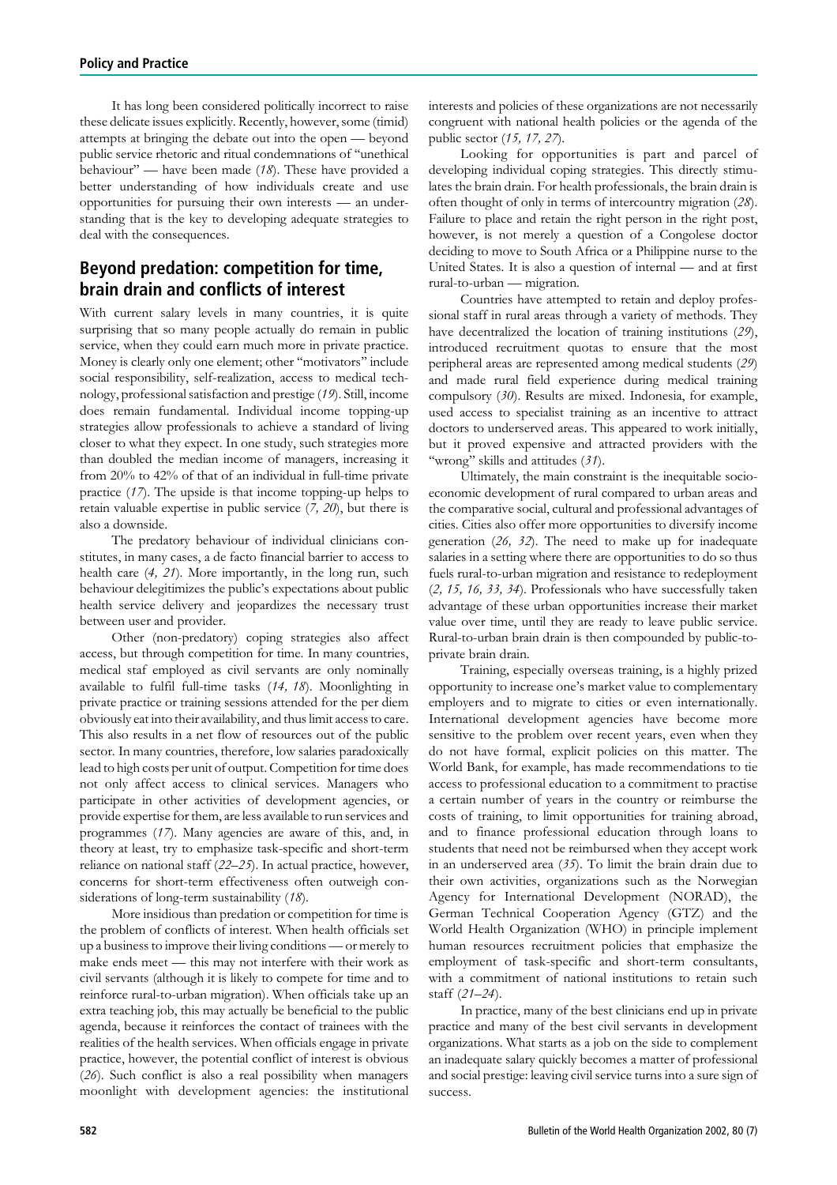It has long been considered politically incorrect to raise these delicate issues explicitly. Recently, however, some (timid) attempts at bringing the debate out into the open — beyond public service rhetoric and ritual condemnations of "unethical behaviour" — have been made (*18*). These have provided a better understanding of how individuals create and use opportunities for pursuing their own interests — an understanding that is the key to developing adequate strategies to deal with the consequences.

## Beyond predation: competition for time, brain drain and conflicts of interest

With current salary levels in many countries, it is quite surprising that so many people actually do remain in public service, when they could earn much more in private practice. Money is clearly only one element; other "motivators" include social responsibility, self-realization, access to medical technology, professional satisfaction and prestige (*19*). Still, income does remain fundamental. Individual income topping-up strategies allow professionals to achieve a standard of living closer to what they expect. In one study, such strategies more than doubled the median income of managers, increasing it from 20% to 42% of that of an individual in full-time private practice (*17*). The upside is that income topping-up helps to retain valuable expertise in public service (*7, 20*), but there is also a downside.

The predatory behaviour of individual clinicians constitutes, in many cases, a de facto financial barrier to access to health care (*4, 21*). More importantly, in the long run, such behaviour delegitimizes the public's expectations about public health service delivery and jeopardizes the necessary trust between user and provider.

Other (non-predatory) coping strategies also affect access, but through competition for time. In many countries, medical staf employed as civil servants are only nominally available to fulfil full-time tasks (*14, 18*). Moonlighting in private practice or training sessions attended for the per diem obviously eat into their availability, and thus limit access to care. This also results in a net flow of resources out of the public sector. In many countries, therefore, low salaries paradoxically lead to high costs per unit of output. Competition for time does not only affect access to clinical services. Managers who participate in other activities of development agencies, or provide expertise for them, are less available to run services and programmes (*17*). Many agencies are aware of this, and, in theory at least, try to emphasize task-specific and short-term reliance on national staff (*22–25*). In actual practice, however, concerns for short-term effectiveness often outweigh considerations of long-term sustainability (*18*).

More insidious than predation or competition for time is the problem of conflicts of interest. When health officials set up a business to improve their living conditions — or merely to make ends meet — this may not interfere with their work as civil servants (although it is likely to compete for time and to reinforce rural-to-urban migration). When officials take up an extra teaching job, this may actually be beneficial to the public agenda, because it reinforces the contact of trainees with the realities of the health services. When officials engage in private practice, however, the potential conflict of interest is obvious (*26*). Such conflict is also a real possibility when managers moonlight with development agencies: the institutional interests and policies of these organizations are not necessarily congruent with national health policies or the agenda of the public sector (*15, 17, 27*).

Looking for opportunities is part and parcel of developing individual coping strategies. This directly stimulates the brain drain. For health professionals, the brain drain is often thought of only in terms of intercountry migration (*28*). Failure to place and retain the right person in the right post, however, is not merely a question of a Congolese doctor deciding to move to South Africa or a Philippine nurse to the United States. It is also a question of internal — and at first rural-to-urban — migration.

Countries have attempted to retain and deploy professional staff in rural areas through a variety of methods. They have decentralized the location of training institutions (*29*), introduced recruitment quotas to ensure that the most peripheral areas are represented among medical students (*29*) and made rural field experience during medical training compulsory (*30*). Results are mixed. Indonesia, for example, used access to specialist training as an incentive to attract doctors to underserved areas. This appeared to work initially, but it proved expensive and attracted providers with the "wrong" skills and attitudes (*31*).

Ultimately, the main constraint is the inequitable socio-economic development of rural compared to urban areas and the comparative social, cultural and professional advantages of cities. Cities also offer more opportunities to diversify income generation (*26, 32*). The need to make up for inadequate salaries in a setting where there are opportunities to do so thus fuels rural-to-urban migration and resistance to redeployment (*2, 15, 16, 33, 34*). Professionals who have successfully taken advantage of these urban opportunities increase their market value over time, until they are ready to leave public service. Rural-to-urban brain drain is then compounded by public-to-private brain drain.

Training, especially overseas training, is a highly prized opportunity to increase one's market value to complementary employers and to migrate to cities or even internationally. International development agencies have become more sensitive to the problem over recent years, even when they do not have formal, explicit policies on this matter. The World Bank, for example, has made recommendations to tie access to professional education to a commitment to practise a certain number of years in the country or reimburse the costs of training, to limit opportunities for training abroad, and to finance professional education through loans to students that need not be reimbursed when they accept work in an underserved area (*35*). To limit the brain drain due to their own activities, organizations such as the Norwegian Agency for International Development (NORAD), the German Technical Cooperation Agency (GTZ) and the World Health Organization (WHO) in principle implement human resources recruitment policies that emphasize the employment of task-specific and short-term consultants, with a commitment of national institutions to retain such staff (*21–24*).

In practice, many of the best clinicians end up in private practice and many of the best civil servants in development organizations. What starts as a job on the side to complement an inadequate salary quickly becomes a matter of professional and social prestige: leaving civil service turns into a sure sign of success.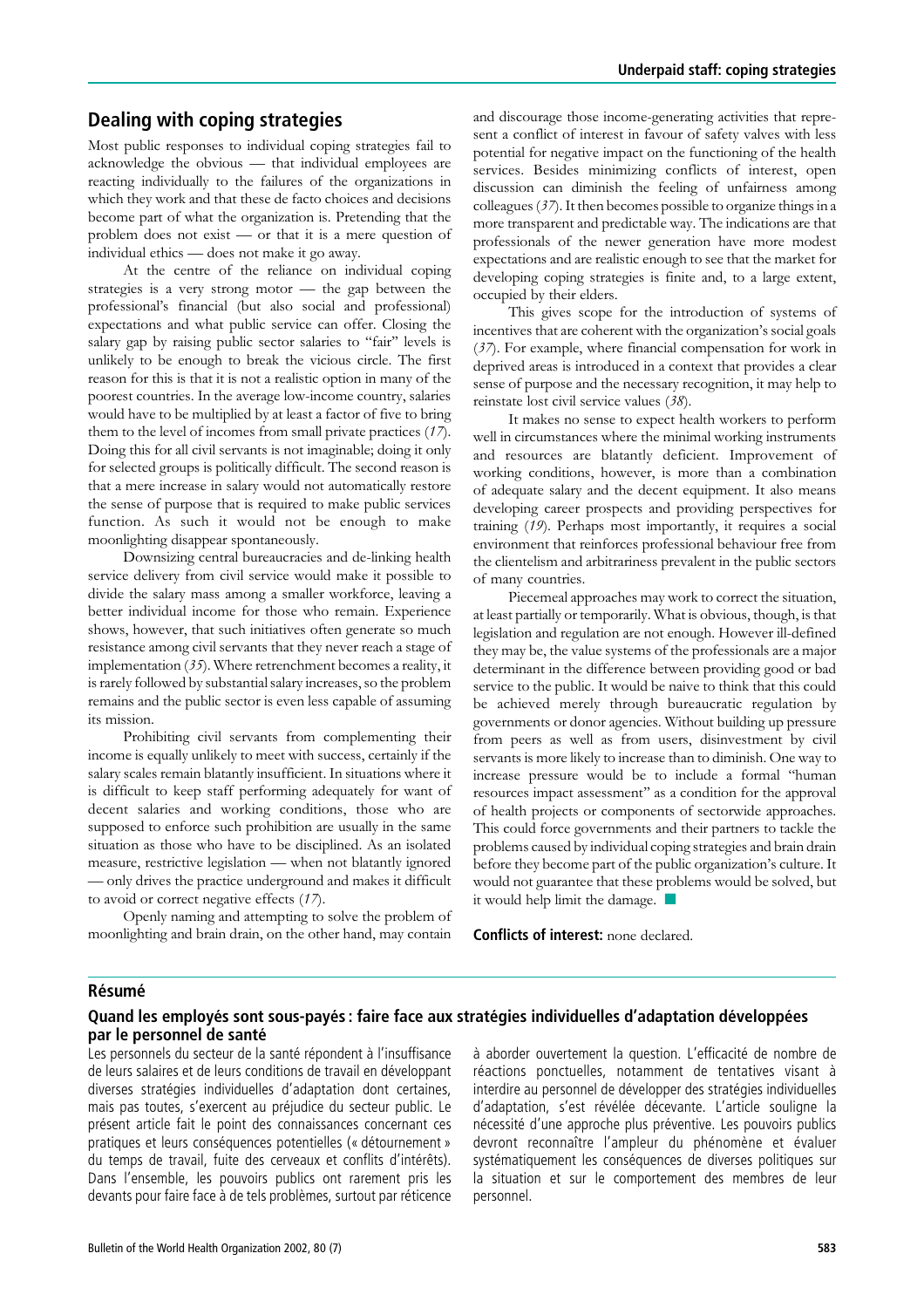## Dealing with coping strategies

Most public responses to individual coping strategies fail to acknowledge the obvious — that individual employees are reacting individually to the failures of the organizations in which they work and that these de facto choices and decisions become part of what the organization is. Pretending that the problem does not exist — or that it is a mere question of individual ethics — does not make it go away.

At the centre of the reliance on individual coping strategies is a very strong motor — the gap between the professional's financial (but also social and professional) expectations and what public service can offer. Closing the salary gap by raising public sector salaries to "fair" levels is unlikely to be enough to break the vicious circle. The first reason for this is that it is not a realistic option in many of the poorest countries. In the average low-income country, salaries would have to be multiplied by at least a factor of five to bring them to the level of incomes from small private practices (*17*). Doing this for all civil servants is not imaginable; doing it only for selected groups is politically difficult. The second reason is that a mere increase in salary would not automatically restore the sense of purpose that is required to make public services function. As such it would not be enough to make moonlighting disappear spontaneously.

Downsizing central bureaucracies and de-linking health service delivery from civil service would make it possible to divide the salary mass among a smaller workforce, leaving a better individual income for those who remain. Experience shows, however, that such initiatives often generate so much resistance among civil servants that they never reach a stage of implementation (*35*). Where retrenchment becomes a reality, it is rarely followed by substantial salary increases, so the problem remains and the public sector is even less capable of assuming its mission.

Prohibiting civil servants from complementing their income is equally unlikely to meet with success, certainly if the salary scales remain blatantly insufficient. In situations where it is difficult to keep staff performing adequately for want of decent salaries and working conditions, those who are supposed to enforce such prohibition are usually in the same situation as those who have to be disciplined. As an isolated measure, restrictive legislation — when not blatantly ignored — only drives the practice underground and makes it difficult to avoid or correct negative effects (*17*).

Openly naming and attempting to solve the problem of moonlighting and brain drain, on the other hand, may contain and discourage those income-generating activities that represent a conflict of interest in favour of safety valves with less potential for negative impact on the functioning of the health services. Besides minimizing conflicts of interest, open discussion can diminish the feeling of unfairness among colleagues (*37*). It then becomes possible to organize things in a more transparent and predictable way. The indications are that professionals of the newer generation have more modest expectations and are realistic enough to see that the market for developing coping strategies is finite and, to a large extent, occupied by their elders.

This gives scope for the introduction of systems of incentives that are coherent with the organization's social goals (*37*). For example, where financial compensation for work in deprived areas is introduced in a context that provides a clear sense of purpose and the necessary recognition, it may help to reinstate lost civil service values (*38*).

It makes no sense to expect health workers to perform well in circumstances where the minimal working instruments and resources are blatantly deficient. Improvement of working conditions, however, is more than a combination of adequate salary and the decent equipment. It also means developing career prospects and providing perspectives for training (*19*). Perhaps most importantly, it requires a social environment that reinforces professional behaviour free from the clientelism and arbitrariness prevalent in the public sectors of many countries.

Piecemeal approaches may work to correct the situation, at least partially or temporarily. What is obvious, though, is that legislation and regulation are not enough. However ill-defined they may be, the value systems of the professionals are a major determinant in the difference between providing good or bad service to the public. It would be naive to think that this could be achieved merely through bureaucratic regulation by governments or donor agencies. Without building up pressure from peers as well as from users, disinvestment by civil servants is more likely to increase than to diminish. One way to increase pressure would be to include a formal "human resources impact assessment" as a condition for the approval of health projects or components of sectorwide approaches. This could force governments and their partners to tackle the problems caused by individual coping strategies and brain drain before they become part of the public organization's culture. It would not guarantee that these problems would be solved, but it would help limit the damage. ■

**Conflicts of interest:** none declared.

## Résumé

### Quand les employés sont sous-payés : faire face aux stratégies individuelles d'adaptation développées par le personnel de santé

Les personnels du secteur de la santé répondent à l'insuffisance de leurs salaires et de leurs conditions de travail en développant diverses stratégies individuelles d'adaptation dont certaines, mais pas toutes, s'exercent au préjudice du secteur public. Le présent article fait le point des connaissances concernant ces pratiques et leurs conséquences potentielles (« détournement » du temps de travail, fuite des cerveaux et conflits d'intérêts). Dans l'ensemble, les pouvoirs publics ont rarement pris les devants pour faire face à de tels problèmes, surtout par réticence à aborder ouvertement la question. L'efficacité de nombre de réactions ponctuelles, notamment de tentatives visant à interdire au personnel de développer des stratégies individuelles d'adaptation, s'est révélée décevante. L'article souligne la nécessité d'une approche plus préventive. Les pouvoirs publics devront reconnaître l'ampleur du phénomène et évaluer systématiquement les conséquences de diverses politiques sur la situation et sur le comportement des membres de leur personnel.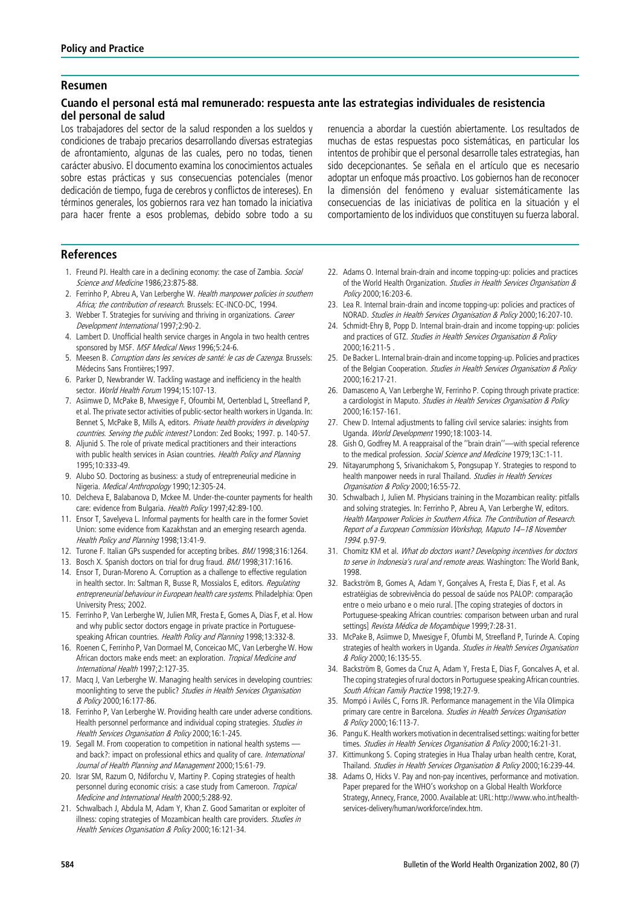## Resumen

### Cuando el personal está mal remunerado: respuesta ante las estrategias individuales de resistencia del personal de salud

Los trabajadores del sector de la salud responden a los sueldos y condiciones de trabajo precarios desarrollando diversas estrategias de afrontamiento, algunas de las cuales, pero no todas, tienen carácter abusivo. El documento examina los conocimientos actuales sobre estas prácticas y sus consecuencias potenciales (menor dedicación de tiempo, fuga de cerebros y conflictos de intereses). En términos generales, los gobiernos rara vez han tomado la iniciativa para hacer frente a esos problemas, debido sobre todo a su renuencia a abordar la cuestión abiertamente. Los resultados de muchas de estas respuestas poco sistemáticas, en particular los intentos de prohibir que el personal desarrolle tales estrategias, han sido decepcionantes. Se señala en el artículo que es necesario adoptar un enfoque más proactivo. Los gobiernos han de reconocer la dimensión del fenómeno y evaluar sistemáticamente las consecuencias de las iniciativas de política en la situación y el comportamiento de los individuos que constituyen su fuerza laboral.

## References

1. Freund PJ. Health care in a declining economy: the case of Zambia. *Social Science and Medicine* 1986;23:875-88.
2. Ferrinho P, Abreu A, Van Lerberghe W. *Health manpower policies in southern Africa; the contribution of research*. Brussels: EC-INCO-DC, 1994.
3. Webber T. Strategies for surviving and thriving in organizations. *Career Development International* 1997;2:90-2.
4. Lambert D. Unofficial health service charges in Angola in two health centres sponsored by MSF. *MSF Medical News* 1996;5:24-6.
5. Meesen B. *Corruption dans les services de santé: le cas de Cazenga*. Brussels: Médecins Sans Frontières;1997.
6. Parker D, Newbrander W. Tackling wastage and inefficiency in the health sector. *World Health Forum* 1994;15:107-13.
7. Asiimwe D, McPake B, Mwesigye F, Ofoumbi M, Oertenblad L, Streefland P, et al. The private sector activities of public-sector health workers in Uganda. In: Bennet S, McPake B, Mills A, editors. *Private health providers in developing countries. Serving the public interest?* London: Zed Books; 1997. p. 140-57.
8. Aljunid S. The role of private medical practitioners and their interactions with public health services in Asian countries. *Health Policy and Planning* 1995;10:333-49.
9. Alubo SO. Doctoring as business: a study of entrepreneurial medicine in Nigeria. *Medical Anthropology* 1990;12:305-24.
10. Delcheva E, Balabanova D, Mckee M. Under-the-counter payments for health care: evidence from Bulgaria. *Health Policy* 1997;42:89-100.
11. Ensor T, Savelyeva L. Informal payments for health care in the former Soviet Union: some evidence from Kazakhstan and an emerging research agenda. *Health Policy and Planning* 1998;13:41-9.
12. Turone F. Italian GPs suspended for accepting bribes. *BMJ* 1998;316:1264.
13. Bosch X. Spanish doctors on trial for drug fraud. *BMJ* 1998;317:1616.
14. Ensor T, Duran-Moreno A. Corruption as a challenge to effective regulation in health sector. In: Saltman R, Busse R, Mossialos E, editors. *Regulating entrepreneurial behaviour in European health care systems*. Philadelphia: Open University Press; 2002.
15. Ferrinho P, Van Lerberghe W, Julien MR, Fresta E, Gomes A, Dias F, et al. How and why public sector doctors engage in private practice in Portuguese-speaking African countries. *Health Policy and Planning* 1998;13:332-8.
16. Roenen C, Ferrinho P, Van Dormael M, Conceicao MC, Van Lerberghe W. How African doctors make ends meet: an exploration. *Tropical Medicine and International Health* 1997;2:127-35.
17. Macq J, Van Lerberghe W. Managing health services in developing countries: moonlighting to serve the public? *Studies in Health Services Organisation & Policy* 2000;16:177-86.
18. Ferrinho P, Van Lerberghe W. Providing health care under adverse conditions. Health personnel performance and individual coping strategies. *Studies in Health Services Organisation & Policy* 2000;16:1-245.
19. Segall M. From cooperation to competition in national health systems — and back?: impact on professional ethics and quality of care. *International Journal of Health Planning and Management* 2000;15:61-79.
20. Israr SM, Razum O, Ndiforchu V, Martiny P. Coping strategies of health personnel during economic crisis: a case study from Cameroon. *Tropical Medicine and International Health* 2000;5:288-92.
21. Schwalbach J, Abdula M, Adam Y, Khan Z. Good Samaritan or exploiter of illness: coping strategies of Mozambican health care providers. *Studies in Health Services Organisation & Policy* 2000;16:121-34.
22. Adams O. Internal brain-drain and income topping-up: policies and practices of the World Health Organization. *Studies in Health Services Organisation & Policy* 2000;16:203-6.
23. Lea R. Internal brain-drain and income topping-up: policies and practices of NORAD. *Studies in Health Services Organisation & Policy* 2000;16:207-10.
24. Schmidt-Ehry B, Popp D. Internal brain-drain and income topping-up: policies and practices of GTZ. *Studies in Health Services Organisation & Policy* 2000;16:211-5 .
25. De Backer L. Internal brain-drain and income topping-up. Policies and practices of the Belgian Cooperation. *Studies in Health Services Organisation & Policy* 2000;16:217-21.
26. Damasceno A, Van Lerberghe W, Ferrinho P. Coping through private practice: a cardiologist in Maputo. *Studies in Health Services Organisation & Policy* 2000;16:157-161.
27. Chew D. Internal adjustments to falling civil service salaries: insights from Uganda. *World Development* 1990;18:1003-14.
28. Gish O, Godfrey M. A reappraisal of the ''brain drain''—with special reference to the medical profession. *Social Science and Medicine* 1979;13C:1-11.
29. Nitayarumphong S, Srivanichakom S, Pongsupap Y. Strategies to respond to health manpower needs in rural Thailand. *Studies in Health Services Organisation & Policy* 2000;16:55-72.
30. Schwalbach J, Julien M. Physicians training in the Mozambican reality: pitfalls and solving strategies. In: Ferrinho P, Abreu A, Van Lerberghe W, editors. *Health Manpower Policies in Southern Africa. The Contribution of Research. Report of a European Commission Workshop, Maputo 14–18 November 1994*. p.97-9.
31. Chomitz KM et al. *What do doctors want? Developing incentives for doctors to serve in Indonesia's rural and remote areas*. Washington: The World Bank, 1998.
32. Backström B, Gomes A, Adam Y, Gonçalves A, Fresta E, Dias F, et al. As estratégias de sobrevivência do pessoal de saúde nos PALOP: comparação entre o meio urbano e o meio rural. [The coping strategies of doctors in Portuguese-speaking African countries: comparison between urban and rural settings] *Revista Médica de Moçambique* 1999;7:28-31.
33. McPake B, Asiimwe D, Mwesigye F, Ofumbi M, Streefland P, Turinde A. Coping strategies of health workers in Uganda. *Studies in Health Services Organisation & Policy* 2000;16:135-55.
34. Backström B, Gomes da Cruz A, Adam Y, Fresta E, Dias F, Goncalves A, et al. The coping strategies of rural doctors in Portuguese speaking African countries. *South African Family Practice* 1998;19:27-9.
35. Mompó i Avilés C, Forns JR. Performance management in the Vila Olímpica primary care centre in Barcelona. *Studies in Health Services Organisation & Policy* 2000;16:113-7.
36. Pangu K. Health workers motivation in decentralised settings: waiting for better times. *Studies in Health Services Organisation & Policy* 2000;16:21-31.
37. Kittimunkong S. Coping strategies in Hua Thalay urban health centre, Korat, Thailand. *Studies in Health Services Organisation & Policy* 2000;16:239-44.
38. Adams O, Hicks V. Pay and non-pay incentives, performance and motivation. Paper prepared for the WHO's workshop on a Global Health Workforce Strategy, Annecy, France, 2000. Available at: URL: http://www.who.int/health-services-delivery/human/workforce/index.htm.